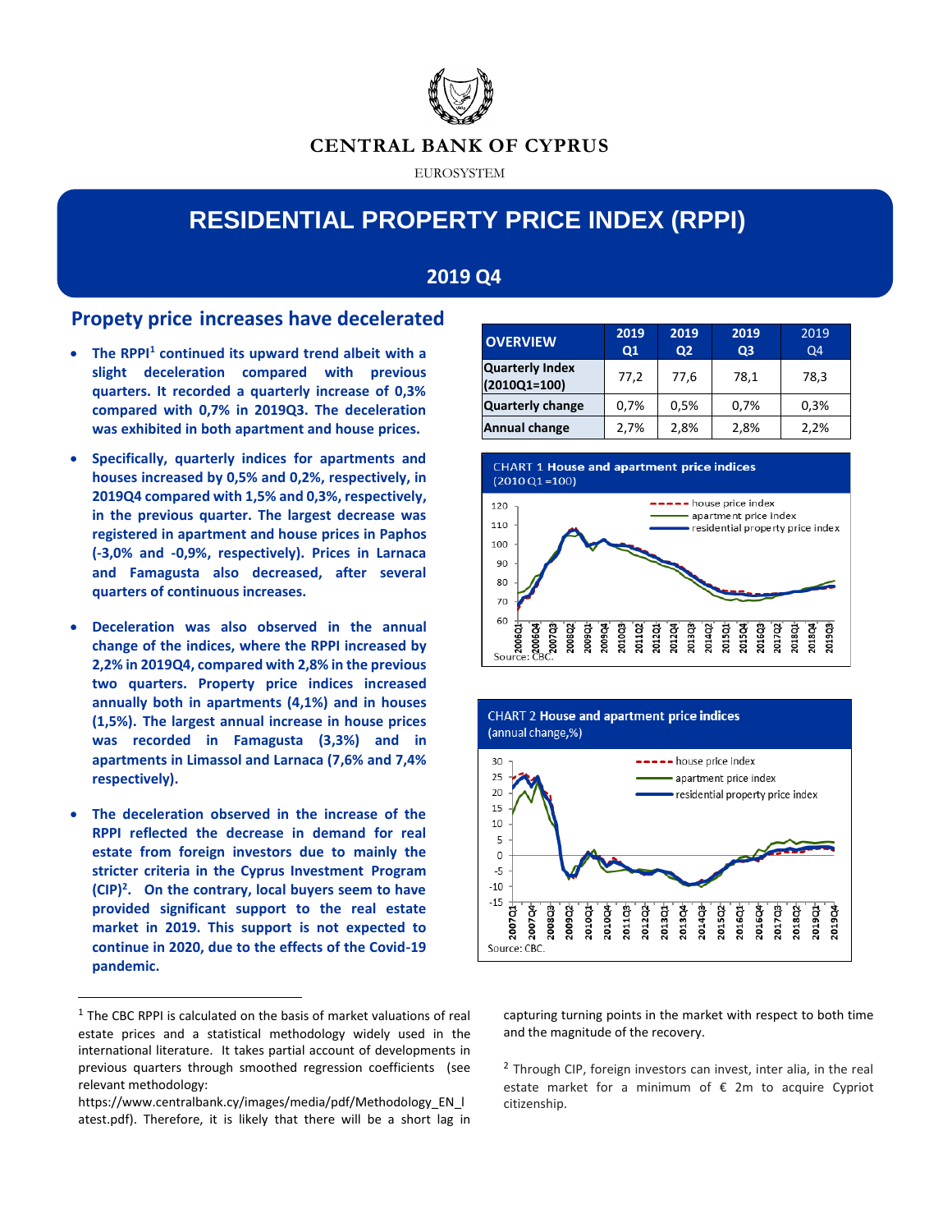CENTRAL BANK OF CYPRUS

EUROSYSTEM

# RESIDENTIAL PROPERTY PRICE INDEX (RPPI)

## 2019 Q4

## Propety price increases have decelerated

- **The RPPI[1] continued its upward trend albeit with a slight deceleration compared with previous quarters. It recorded a quarterly increase of 0,3% compared with 0,7% in 2019Q3. The deceleration was exhibited in both apartment and house prices.**

- **Specifically, quarterly indices for apartments and houses increased by 0,5% and 0,2%, respectively, in 2019Q4 compared with 1,5% and 0,3%, respectively, in the previous quarter. The largest decrease was registered in apartment and house prices in Paphos (-3,0% and -0,9%, respectively). Prices in Larnaca and Famagusta also decreased, after several quarters of continuous increases.**

- **Deceleration was also observed in the annual change of the indices, where the RPPI increased by 2,2% in 2019Q4, compared with 2,8% in the previous two quarters. Property price indices increased annually both in apartments (4,1%) and in houses (1,5%). The largest annual increase in house prices was recorded in Famagusta (3,3%) and in apartments in Limassol and Larnaca (7,6% and 7,4% respectively).**

- **The deceleration observed in the increase of the RPPI reflected the decrease in demand for real estate from foreign investors due to mainly the stricter criteria in the Cyprus Investment Program (CIP)[2]. On the contrary, local buyers seem to have provided significant support to the real estate market in 2019. This support is not expected to continue in 2020, due to the effects of the Covid-19 pandemic.**

| OVERVIEW | 2019 Q1 | 2019 Q2 | 2019 Q3 | 2019 Q4 |
|---|---|---|---|---|
| Quarterly Index (2010Q1=100) | 77,2 | 77,6 | 78,1 | 78,3 |
| Quarterly change | 0,7% | 0,5% | 0,7% | 0,3% |
| Annual change | 2,7% | 2,8% | 2,8% | 2,2% |

CHART 1 **House and apartment price indices** (2010Q1=100)

Source: CBC.

CHART 2 **House and apartment price indices** (annual change,%)

Source: CBC.

[1] The CBC RPPI is calculated on the basis of market valuations of real estate prices and a statistical methodology widely used in the international literature. It takes partial account of developments in previous quarters through smoothed regression coefficients (see relevant methodology: https://www.centralbank.cy/images/media/pdf/Methodology_EN_latest.pdf). Therefore, it is likely that there will be a short lag in capturing turning points in the market with respect to both time and the magnitude of the recovery.

[2] Through CIP, foreign investors can invest, inter alia, in the real estate market for a minimum of € 2m to acquire Cypriot citizenship.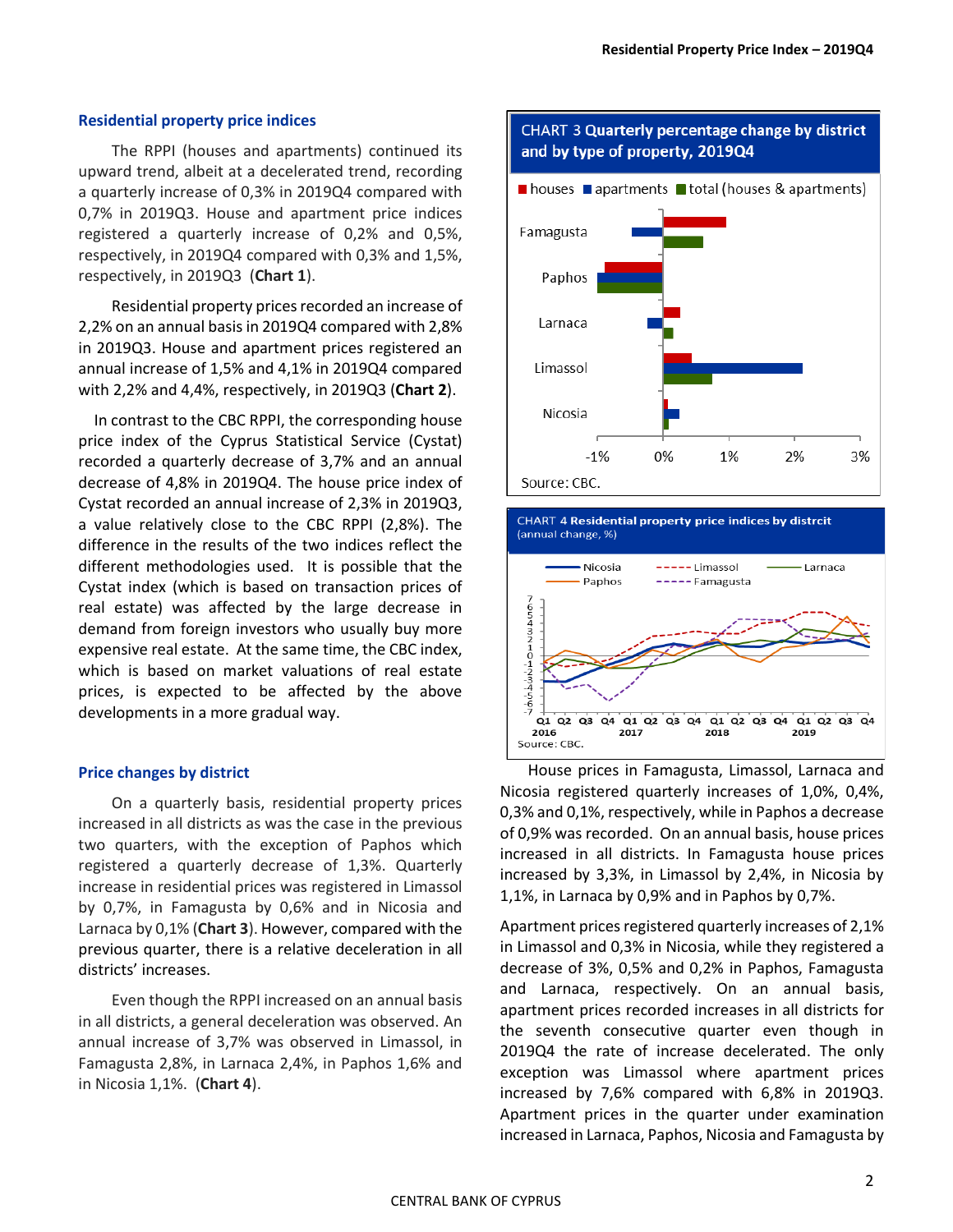## Residential property price indices

The RPPI (houses and apartments) continued its upward trend, albeit at a decelerated trend, recording a quarterly increase of 0,3% in 2019Q4 compared with 0,7% in 2019Q3. House and apartment price indices registered a quarterly increase of 0,2% and 0,5%, respectively, in 2019Q4 compared with 0,3% and 1,5%, respectively, in 2019Q3 (**Chart 1**).

Residential property prices recorded an increase of 2,2% on an annual basis in 2019Q4 compared with 2,8% in 2019Q3. House and apartment prices registered an annual increase of 1,5% and 4,1% in 2019Q4 compared with 2,2% and 4,4%, respectively, in 2019Q3 (**Chart 2**).

In contrast to the CBC RPPI, the corresponding house price index of the Cyprus Statistical Service (Cystat) recorded a quarterly decrease of 3,7% and an annual decrease of 4,8% in 2019Q4. The house price index of Cystat recorded an annual increase of 2,3% in 2019Q3, a value relatively close to the CBC RPPI (2,8%). The difference in the results of the two indices reflect the different methodologies used. It is possible that the Cystat index (which is based on transaction prices of real estate) was affected by the large decrease in demand from foreign investors who usually buy more expensive real estate. At the same time, the CBC index, which is based on market valuations of real estate prices, is expected to be affected by the above developments in a more gradual way.

## Price changes by district

On a quarterly basis, residential property prices increased in all districts as was the case in the previous two quarters, with the exception of Paphos which registered a quarterly decrease of 1,3%. Quarterly increase in residential prices was registered in Limassol by 0,7%, in Famagusta by 0,6% and in Nicosia and Larnaca by 0,1% (**Chart 3**). However, compared with the previous quarter, there is a relative deceleration in all districts' increases.

Even though the RPPI increased on an annual basis in all districts, a general deceleration was observed. An annual increase of 3,7% was observed in Limassol, in Famagusta 2,8%, in Larnaca 2,4%, in Paphos 1,6% and in Nicosia 1,1%. (**Chart 4**).

**CHART 3 Quarterly percentage change by district and by type of property, 2019Q4**

Source: CBC.

**CHART 4 Residential property price indices by distrcit**
(annual change, %)

Source: CBC.

House prices in Famagusta, Limassol, Larnaca and Nicosia registered quarterly increases of 1,0%, 0,4%, 0,3% and 0,1%, respectively, while in Paphos a decrease of 0,9% was recorded. On an annual basis, house prices increased in all districts. In Famagusta house prices increased by 3,3%, in Limassol by 2,4%, in Nicosia by 1,1%, in Larnaca by 0,9% and in Paphos by 0,7%.

Apartment prices registered quarterly increases of 2,1% in Limassol and 0,3% in Nicosia, while they registered a decrease of 3%, 0,5% and 0,2% in Paphos, Famagusta and Larnaca, respectively. On an annual basis, apartment prices recorded increases in all districts for the seventh consecutive quarter even though in 2019Q4 the rate of increase decelerated. The only exception was Limassol where apartment prices increased by 7,6% compared with 6,8% in 2019Q3. Apartment prices in the quarter under examination increased in Larnaca, Paphos, Nicosia and Famagusta by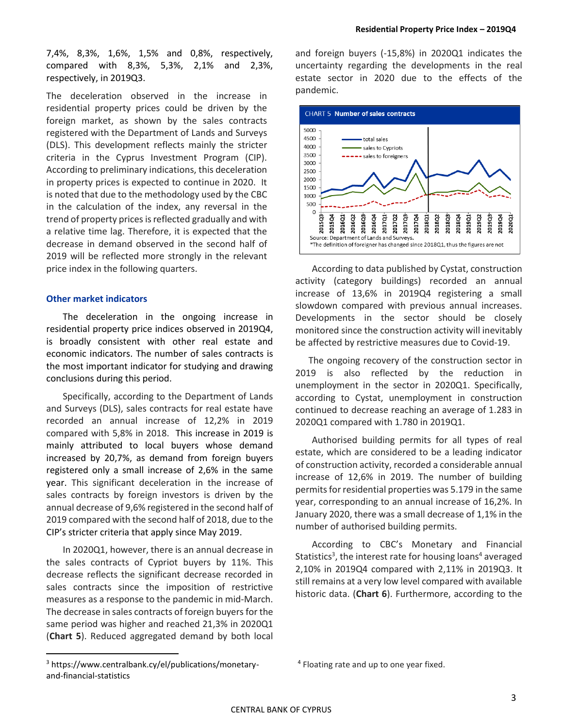7,4%, 8,3%, 1,6%, 1,5% and 0,8%, respectively, compared with 8,3%, 5,3%, 2,1% and 2,3%, respectively, in 2019Q3.

The deceleration observed in the increase in residential property prices could be driven by the foreign market, as shown by the sales contracts registered with the Department of Lands and Surveys (DLS). This development reflects mainly the stricter criteria in the Cyprus Investment Program (CIP). According to preliminary indications, this deceleration in property prices is expected to continue in 2020. It is noted that due to the methodology used by the CBC in the calculation of the index, any reversal in the trend of property prices is reflected gradually and with a relative time lag. Therefore, it is expected that the decrease in demand observed in the second half of 2019 will be reflected more strongly in the relevant price index in the following quarters.

## Other market indicators

The deceleration in the ongoing increase in residential property price indices observed in 2019Q4, is broadly consistent with other real estate and economic indicators. The number of sales contracts is the most important indicator for studying and drawing conclusions during this period.

Specifically, according to the Department of Lands and Surveys (DLS), sales contracts for real estate have recorded an annual increase of 12,2% in 2019 compared with 5,8% in 2018. This increase in 2019 is mainly attributed to local buyers whose demand increased by 20,7%, as demand from foreign buyers registered only a small increase of 2,6% in the same year. This significant deceleration in the increase of sales contracts by foreign investors is driven by the annual decrease of 9,6% registered in the second half of 2019 compared with the second half of 2018, due to the CIP's stricter criteria that apply since May 2019.

In 2020Q1, however, there is an annual decrease in the sales contracts of Cypriot buyers by 11%. This decrease reflects the significant decrease recorded in sales contracts since the imposition of restrictive measures as a response to the pandemic in mid-March. The decrease in sales contracts of foreign buyers for the same period was higher and reached 21,3% in 2020Q1 (**Chart 5**). Reduced aggregated demand by both local and foreign buyers (-15,8%) in 2020Q1 indicates the uncertainty regarding the developments in the real estate sector in 2020 due to the effects of the pandemic.

**CHART 5 Number of sales contracts**

Source: Department of Lands and Surveys.
*The definition of foreigner has changed since 2018Q1, thus the figures are not

According to data published by Cystat, construction activity (category buildings) recorded an annual increase of 13,6% in 2019Q4 registering a small slowdown compared with previous annual increases. Developments in the sector should be closely monitored since the construction activity will inevitably be affected by restrictive measures due to Covid-19.

The ongoing recovery of the construction sector in 2019 is also reflected by the reduction in unemployment in the sector in 2020Q1. Specifically, according to Cystat, unemployment in construction continued to decrease reaching an average of 1.283 in 2020Q1 compared with 1.780 in 2019Q1.

Authorised building permits for all types of real estate, which are considered to be a leading indicator of construction activity, recorded a considerable annual increase of 12,6% in 2019. The number of building permits for residential properties was 5.179 in the same year, corresponding to an annual increase of 16,2%. In January 2020, there was a small decrease of 1,1% in the number of authorised building permits.

According to CBC's Monetary and Financial Statistics[3], the interest rate for housing loans[4] averaged 2,10% in 2019Q4 compared with 2,11% in 2019Q3. It still remains at a very low level compared with available historic data. (**Chart 6**). Furthermore, according to the

[3] https://www.centralbank.cy/el/publications/monetary-and-financial-statistics

[4] Floating rate and up to one year fixed.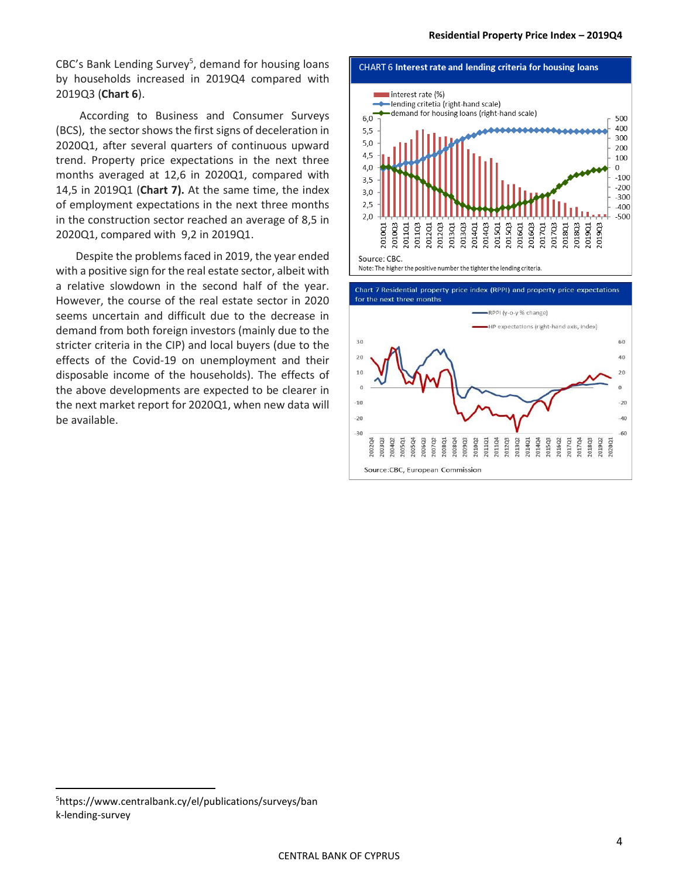CBC's Bank Lending Survey[5], demand for housing loans by households increased in 2019Q4 compared with 2019Q3 (**Chart 6**).

According to Business and Consumer Surveys (BCS), the sector shows the first signs of deceleration in 2020Q1, after several quarters of continuous upward trend. Property price expectations in the next three months averaged at 12,6 in 2020Q1, compared with 14,5 in 2019Q1 (**Chart 7).** At the same time, the index of employment expectations in the next three months in the construction sector reached an average of 8,5 in 2020Q1, compared with 9,2 in 2019Q1.

Despite the problems faced in 2019, the year ended with a positive sign for the real estate sector, albeit with a relative slowdown in the second half of the year. However, the course of the real estate sector in 2020 seems uncertain and difficult due to the decrease in demand from both foreign investors (mainly due to the stricter criteria in the CIP) and local buyers (due to the effects of the Covid-19 on unemployment and their disposable income of the households). The effects of the above developments are expected to be clearer in the next market report for 2020Q1, when new data will be available.

CHART 6 **Interest rate and lending criteria for housing loans**

Source: CBC.
Note: The higher the positive number the tighter the lending criteria.

Chart 7 Residential property price index (RPPI) and property price expectations for the next three months

Source:CBC, European Commission

[5]https://www.centralbank.cy/el/publications/surveys/bank-lending-survey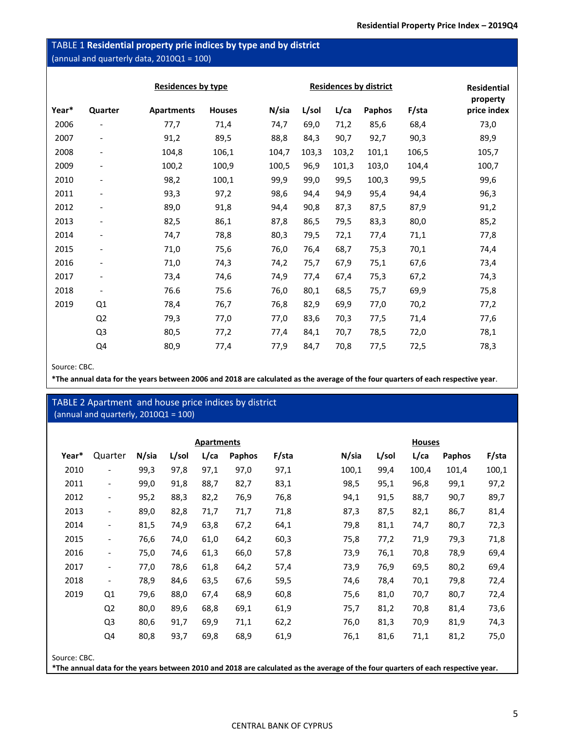### TABLE 1 **Residential property prie indices by type and by district**

(annual and quarterly data, 2010Q1 = 100)

| | | Residences by type | | Residences by district | | | | | Residential property price index |
|---|---|---|---|---|---|---|---|---|---|
| **Year*** | **Quarter** | **Apartments** | **Houses** | **N/sia** | **L/sol** | **L/ca** | **Paphos** | **F/sta** | |
| 2006 | - | 77,7 | 71,4 | 74,7 | 69,0 | 71,2 | 85,6 | 68,4 | 73,0 |
| 2007 | - | 91,2 | 89,5 | 88,8 | 84,3 | 90,7 | 92,7 | 90,3 | 89,9 |
| 2008 | - | 104,8 | 106,1 | 104,7 | 103,3 | 103,2 | 101,1 | 106,5 | 105,7 |
| 2009 | - | 100,2 | 100,9 | 100,5 | 96,9 | 101,3 | 103,0 | 104,4 | 100,7 |
| 2010 | - | 98,2 | 100,1 | 99,9 | 99,0 | 99,5 | 100,3 | 99,5 | 99,6 |
| 2011 | - | 93,3 | 97,2 | 98,6 | 94,4 | 94,9 | 95,4 | 94,4 | 96,3 |
| 2012 | - | 89,0 | 91,8 | 94,4 | 90,8 | 87,3 | 87,5 | 87,9 | 91,2 |
| 2013 | - | 82,5 | 86,1 | 87,8 | 86,5 | 79,5 | 83,3 | 80,0 | 85,2 |
| 2014 | - | 74,7 | 78,8 | 80,3 | 79,5 | 72,1 | 77,4 | 71,1 | 77,8 |
| 2015 | - | 71,0 | 75,6 | 76,0 | 76,4 | 68,7 | 75,3 | 70,1 | 74,4 |
| 2016 | - | 71,0 | 74,3 | 74,2 | 75,7 | 67,9 | 75,1 | 67,6 | 73,4 |
| 2017 | - | 73,4 | 74,6 | 74,9 | 77,4 | 67,4 | 75,3 | 67,2 | 74,3 |
| 2018 | - | 76.6 | 75.6 | 76,0 | 80,1 | 68,5 | 75,7 | 69,9 | 75,8 |
| 2019 | Q1 | 78,4 | 76,7 | 76,8 | 82,9 | 69,9 | 77,0 | 70,2 | 77,2 |
| | Q2 | 79,3 | 77,0 | 77,0 | 83,6 | 70,3 | 77,5 | 71,4 | 77,6 |
| | Q3 | 80,5 | 77,2 | 77,4 | 84,1 | 70,7 | 78,5 | 72,0 | 78,1 |
| | Q4 | 80,9 | 77,4 | 77,9 | 84,7 | 70,8 | 77,5 | 72,5 | 78,3 |

Source: CBC.

**\*The annual data for the years between 2006 and 2018 are calculated as the average of the four quarters of each respective year**.

### TABLE 2 Apartment and house price indices by district

(annual and quarterly, 2010Q1 = 100)

| | | Apartments | | | | | Houses | | | | |
|---|---|---|---|---|---|---|---|---|---|---|---|
| **Year*** | Quarter | **N/sia** | **L/sol** | **L/ca** | **Paphos** | **F/sta** | **N/sia** | **L/sol** | **L/ca** | **Paphos** | **F/sta** |
| 2010 | - | 99,3 | 97,8 | 97,1 | 97,0 | 97,1 | 100,1 | 99,4 | 100,4 | 101,4 | 100,1 |
| 2011 | - | 99,0 | 91,8 | 88,7 | 82,7 | 83,1 | 98,5 | 95,1 | 96,8 | 99,1 | 97,2 |
| 2012 | - | 95,2 | 88,3 | 82,2 | 76,9 | 76,8 | 94,1 | 91,5 | 88,7 | 90,7 | 89,7 |
| 2013 | - | 89,0 | 82,8 | 71,7 | 71,7 | 71,8 | 87,3 | 87,5 | 82,1 | 86,7 | 81,4 |
| 2014 | - | 81,5 | 74,9 | 63,8 | 67,2 | 64,1 | 79,8 | 81,1 | 74,7 | 80,7 | 72,3 |
| 2015 | - | 76,6 | 74,0 | 61,0 | 64,2 | 60,3 | 75,8 | 77,2 | 71,9 | 79,3 | 71,8 |
| 2016 | - | 75,0 | 74,6 | 61,3 | 66,0 | 57,8 | 73,9 | 76,1 | 70,8 | 78,9 | 69,4 |
| 2017 | - | 77,0 | 78,6 | 61,8 | 64,2 | 57,4 | 73,9 | 76,9 | 69,5 | 80,2 | 69,4 |
| 2018 | - | 78,9 | 84,6 | 63,5 | 67,6 | 59,5 | 74,6 | 78,4 | 70,1 | 79,8 | 72,4 |
| 2019 | Q1 | 79,6 | 88,0 | 67,4 | 68,9 | 60,8 | 75,6 | 81,0 | 70,7 | 80,7 | 72,4 |
| | Q2 | 80,0 | 89,6 | 68,8 | 69,1 | 61,9 | 75,7 | 81,2 | 70,8 | 81,4 | 73,6 |
| | Q3 | 80,6 | 91,7 | 69,9 | 71,1 | 62,2 | 76,0 | 81,3 | 70,9 | 81,9 | 74,3 |
| | Q4 | 80,8 | 93,7 | 69,8 | 68,9 | 61,9 | 76,1 | 81,6 | 71,1 | 81,2 | 75,0 |

Source: CBC.

**\*The annual data for the years between 2010 and 2018 are calculated as the average of the four quarters of each respective year.**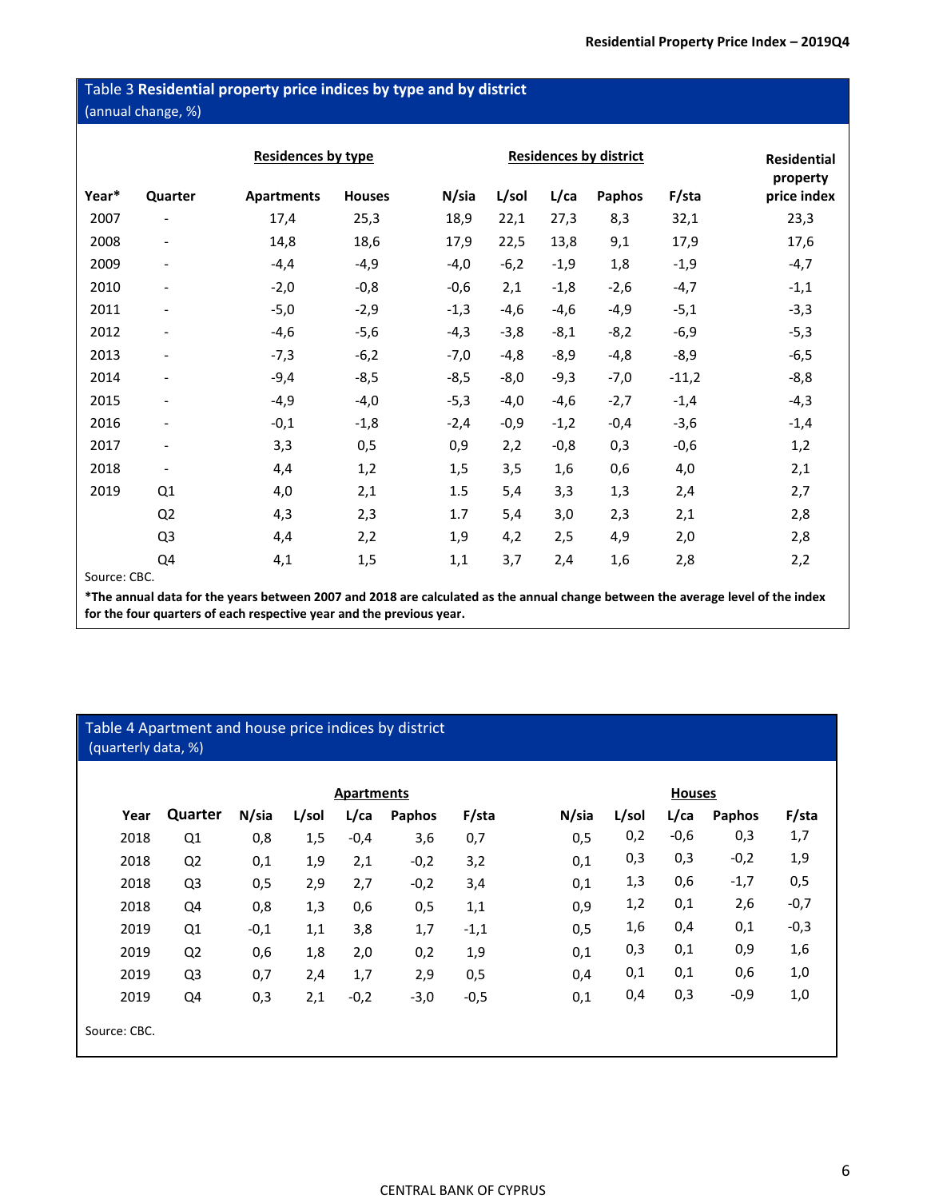## Table 3 **Residential property price indices by type and by district**

(annual change, %)

| Year* | Quarter | Residences by type | | Residences by district | | | | | Residential property price index |
|---|---|---|---|---|---|---|---|---|---|
| | | Apartments | Houses | N/sia | L/sol | L/ca | Paphos | F/sta | |
| 2007 | - | 17,4 | 25,3 | 18,9 | 22,1 | 27,3 | 8,3 | 32,1 | 23,3 |
| 2008 | - | 14,8 | 18,6 | 17,9 | 22,5 | 13,8 | 9,1 | 17,9 | 17,6 |
| 2009 | - | -4,4 | -4,9 | -4,0 | -6,2 | -1,9 | 1,8 | -1,9 | -4,7 |
| 2010 | - | -2,0 | -0,8 | -0,6 | 2,1 | -1,8 | -2,6 | -4,7 | -1,1 |
| 2011 | - | -5,0 | -2,9 | -1,3 | -4,6 | -4,6 | -4,9 | -5,1 | -3,3 |
| 2012 | - | -4,6 | -5,6 | -4,3 | -3,8 | -8,1 | -8,2 | -6,9 | -5,3 |
| 2013 | - | -7,3 | -6,2 | -7,0 | -4,8 | -8,9 | -4,8 | -8,9 | -6,5 |
| 2014 | - | -9,4 | -8,5 | -8,5 | -8,0 | -9,3 | -7,0 | -11,2 | -8,8 |
| 2015 | - | -4,9 | -4,0 | -5,3 | -4,0 | -4,6 | -2,7 | -1,4 | -4,3 |
| 2016 | - | -0,1 | -1,8 | -2,4 | -0,9 | -1,2 | -0,4 | -3,6 | -1,4 |
| 2017 | - | 3,3 | 0,5 | 0,9 | 2,2 | -0,8 | 0,3 | -0,6 | 1,2 |
| 2018 | - | 4,4 | 1,2 | 1,5 | 3,5 | 1,6 | 0,6 | 4,0 | 2,1 |
| 2019 | Q1 | 4,0 | 2,1 | 1.5 | 5,4 | 3,3 | 1,3 | 2,4 | 2,7 |
| | Q2 | 4,3 | 2,3 | 1.7 | 5,4 | 3,0 | 2,3 | 2,1 | 2,8 |
| | Q3 | 4,4 | 2,2 | 1,9 | 4,2 | 2,5 | 4,9 | 2,0 | 2,8 |
| | Q4 | 4,1 | 1,5 | 1,1 | 3,7 | 2,4 | 1,6 | 2,8 | 2,2 |

Source: CBC.

**\*The annual data for the years between 2007 and 2018 are calculated as the annual change between the average level of the index for the four quarters of each respective year and the previous year.**

## Table 4 Apartment and house price indices by district

(quarterly data, %)

| Year | Quarter | Apartments | | | | | Houses | | | | |
|---|---|---|---|---|---|---|---|---|---|---|---|
| | | N/sia | L/sol | L/ca | Paphos | F/sta | N/sia | L/sol | L/ca | Paphos | F/sta |
| 2018 | Q1 | 0,8 | 1,5 | -0,4 | 3,6 | 0,7 | 0,5 | 0,2 | -0,6 | 0,3 | 1,7 |
| 2018 | Q2 | 0,1 | 1,9 | 2,1 | -0,2 | 3,2 | 0,1 | 0,3 | 0,3 | -0,2 | 1,9 |
| 2018 | Q3 | 0,5 | 2,9 | 2,7 | -0,2 | 3,4 | 0,1 | 1,3 | 0,6 | -1,7 | 0,5 |
| 2018 | Q4 | 0,8 | 1,3 | 0,6 | 0,5 | 1,1 | 0,9 | 1,2 | 0,1 | 2,6 | -0,7 |
| 2019 | Q1 | -0,1 | 1,1 | 3,8 | 1,7 | -1,1 | 0,5 | 1,6 | 0,4 | 0,1 | -0,3 |
| 2019 | Q2 | 0,6 | 1,8 | 2,0 | 0,2 | 1,9 | 0,1 | 0,3 | 0,1 | 0,9 | 1,6 |
| 2019 | Q3 | 0,7 | 2,4 | 1,7 | 2,9 | 0,5 | 0,4 | 0,1 | 0,1 | 0,6 | 1,0 |
| 2019 | Q4 | 0,3 | 2,1 | -0,2 | -3,0 | -0,5 | 0,1 | 0,4 | 0,3 | -0,9 | 1,0 |

Source: CBC.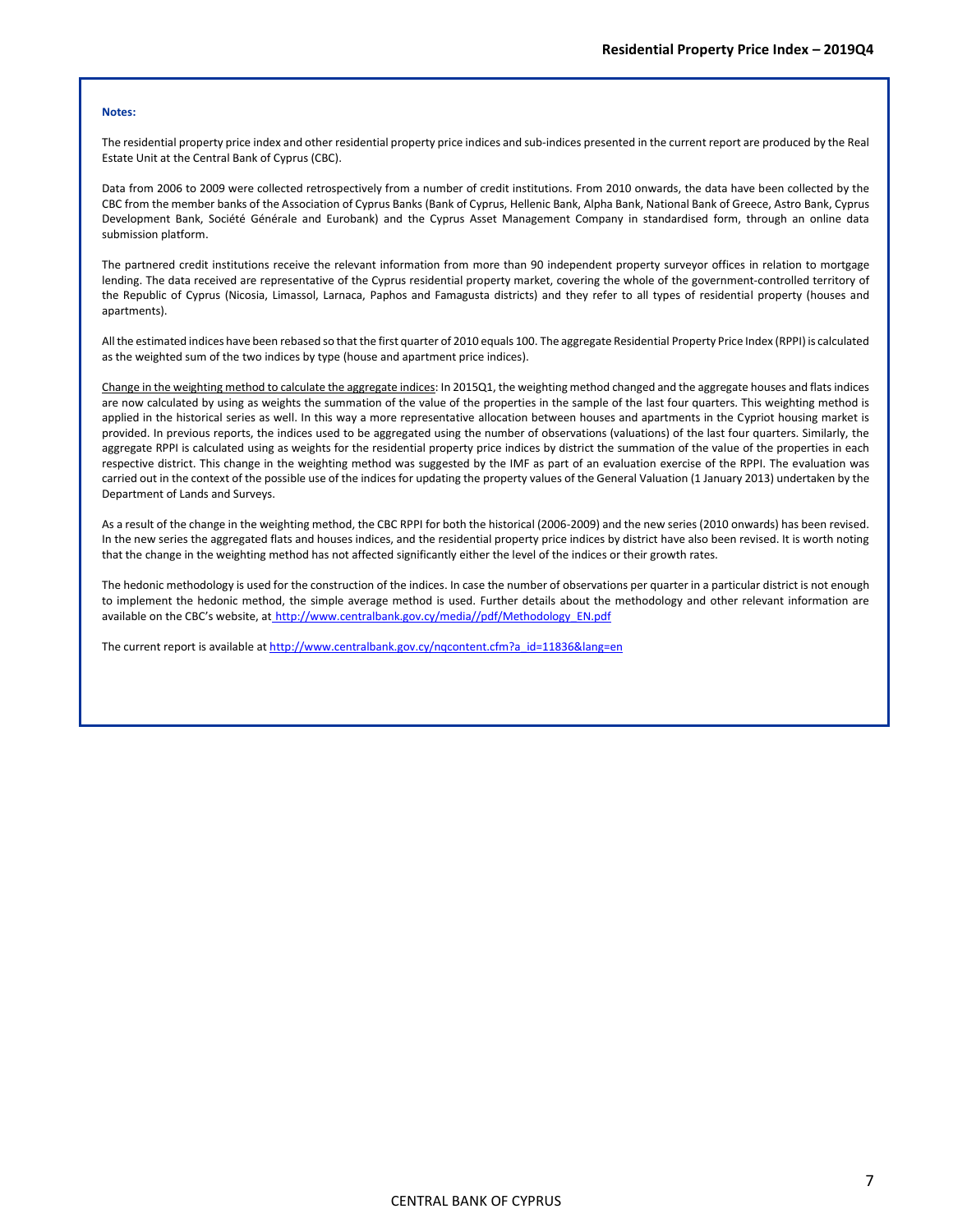**Notes:**

The residential property price index and other residential property price indices and sub-indices presented in the current report are produced by the Real Estate Unit at the Central Bank of Cyprus (CBC).

Data from 2006 to 2009 were collected retrospectively from a number of credit institutions. From 2010 onwards, the data have been collected by the CBC from the member banks of the Association of Cyprus Banks (Bank of Cyprus, Hellenic Bank, Alpha Bank, National Bank of Greece, Astro Bank, Cyprus Development Bank, Société Générale and Eurobank) and the Cyprus Asset Management Company in standardised form, through an online data submission platform.

The partnered credit institutions receive the relevant information from more than 90 independent property surveyor offices in relation to mortgage lending. The data received are representative of the Cyprus residential property market, covering the whole of the government-controlled territory of the Republic of Cyprus (Nicosia, Limassol, Larnaca, Paphos and Famagusta districts) and they refer to all types of residential property (houses and apartments).

All the estimated indices have been rebased so that the first quarter of 2010 equals 100. The aggregate Residential Property Price Index (RPPI) is calculated as the weighted sum of the two indices by type (house and apartment price indices).

Change in the weighting method to calculate the aggregate indices: In 2015Q1, the weighting method changed and the aggregate houses and flats indices are now calculated by using as weights the summation of the value of the properties in the sample of the last four quarters. This weighting method is applied in the historical series as well. In this way a more representative allocation between houses and apartments in the Cypriot housing market is provided. In previous reports, the indices used to be aggregated using the number of observations (valuations) of the last four quarters. Similarly, the aggregate RPPI is calculated using as weights for the residential property price indices by district the summation of the value of the properties in each respective district. This change in the weighting method was suggested by the IMF as part of an evaluation exercise of the RPPI. The evaluation was carried out in the context of the possible use of the indices for updating the property values of the General Valuation (1 January 2013) undertaken by the Department of Lands and Surveys.

As a result of the change in the weighting method, the CBC RPPI for both the historical (2006-2009) and the new series (2010 onwards) has been revised. In the new series the aggregated flats and houses indices, and the residential property price indices by district have also been revised. It is worth noting that the change in the weighting method has not affected significantly either the level of the indices or their growth rates.

The hedonic methodology is used for the construction of the indices. In case the number of observations per quarter in a particular district is not enough to implement the hedonic method, the simple average method is used. Further details about the methodology and other relevant information are available on the CBC's website, at http://www.centralbank.gov.cy/media//pdf/Methodology_EN.pdf

The current report is available at http://www.centralbank.gov.cy/nqcontent.cfm?a_id=11836&lang=en